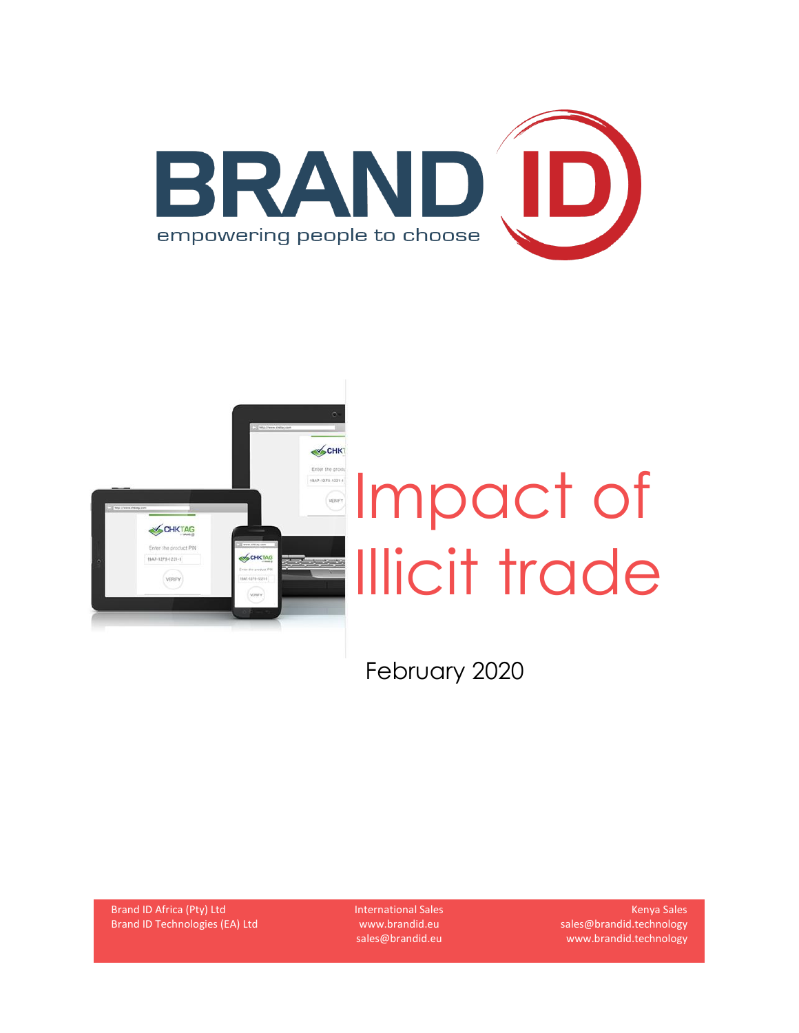BRAND ID

empowering people to choose

# Impact of Illicit trade

February 2020

Brand ID Africa (Pty) Ltd
Brand ID Technologies (EA) Ltd

International Sales
www.brandid.eu
sales@brandid.eu

Kenya Sales
sales@brandid.technology
www.brandid.technology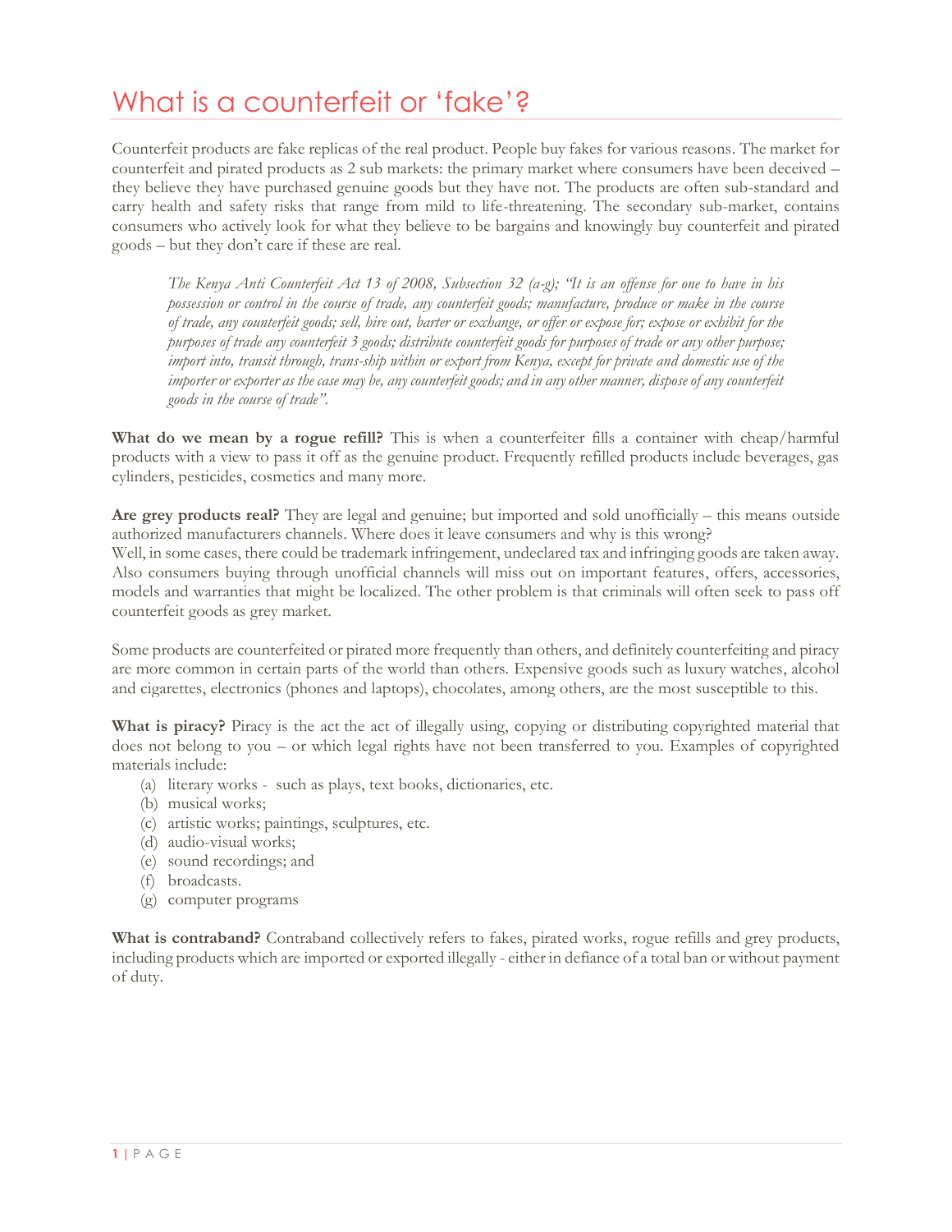# What is a counterfeit or 'fake'?

Counterfeit products are fake replicas of the real product. People buy fakes for various reasons. The market for counterfeit and pirated products as 2 sub markets: the primary market where consumers have been deceived – they believe they have purchased genuine goods but they have not. The products are often sub-standard and carry health and safety risks that range from mild to life-threatening. The secondary sub-market, contains consumers who actively look for what they believe to be bargains and knowingly buy counterfeit and pirated goods – but they don't care if these are real.

> *The Kenya Anti Counterfeit Act 13 of 2008, Subsection 32 (a-g); "It is an offense for one to have in his possession or control in the course of trade, any counterfeit goods; manufacture, produce or make in the course of trade, any counterfeit goods; sell, hire out, barter or exchange, or offer or expose for; expose or exhibit for the purposes of trade any counterfeit 3 goods; distribute counterfeit goods for purposes of trade or any other purpose; import into, transit through, trans-ship within or export from Kenya, except for private and domestic use of the importer or exporter as the case may be, any counterfeit goods; and in any other manner, dispose of any counterfeit goods in the course of trade".*

**What do we mean by a rogue refill?** This is when a counterfeiter fills a container with cheap/harmful products with a view to pass it off as the genuine product. Frequently refilled products include beverages, gas cylinders, pesticides, cosmetics and many more.

**Are grey products real?** They are legal and genuine; but imported and sold unofficially – this means outside authorized manufacturers channels. Where does it leave consumers and why is this wrong?
Well, in some cases, there could be trademark infringement, undeclared tax and infringing goods are taken away. Also consumers buying through unofficial channels will miss out on important features, offers, accessories, models and warranties that might be localized. The other problem is that criminals will often seek to pass off counterfeit goods as grey market.

Some products are counterfeited or pirated more frequently than others, and definitely counterfeiting and piracy are more common in certain parts of the world than others. Expensive goods such as luxury watches, alcohol and cigarettes, electronics (phones and laptops), chocolates, among others, are the most susceptible to this.

**What is piracy?** Piracy is the act the act of illegally using, copying or distributing copyrighted material that does not belong to you – or which legal rights have not been transferred to you. Examples of copyrighted materials include:

(a) literary works - such as plays, text books, dictionaries, etc.
(b) musical works;
(c) artistic works; paintings, sculptures, etc.
(d) audio-visual works;
(e) sound recordings; and
(f) broadcasts.
(g) computer programs

**What is contraband?** Contraband collectively refers to fakes, pirated works, rogue refills and grey products, including products which are imported or exported illegally - either in defiance of a total ban or without payment of duty.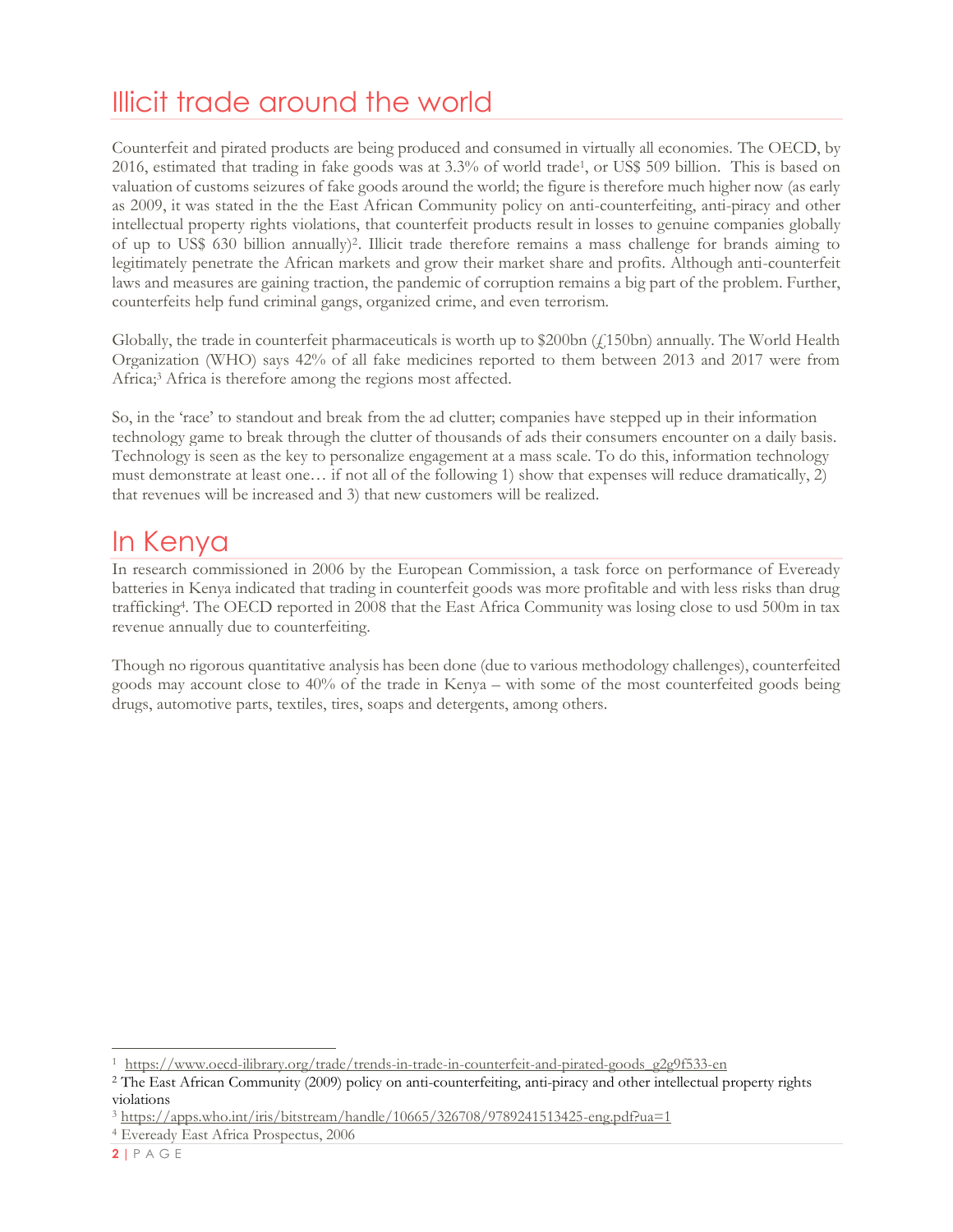# Illicit trade around the world

Counterfeit and pirated products are being produced and consumed in virtually all economies. The OECD, by 2016, estimated that trading in fake goods was at 3.3% of world trade[1], or US$ 509 billion. This is based on valuation of customs seizures of fake goods around the world; the figure is therefore much higher now (as early as 2009, it was stated in the the East African Community policy on anti-counterfeiting, anti-piracy and other intellectual property rights violations, that counterfeit products result in losses to genuine companies globally of up to US$ 630 billion annually)[2]. Illicit trade therefore remains a mass challenge for brands aiming to legitimately penetrate the African markets and grow their market share and profits. Although anti-counterfeit laws and measures are gaining traction, the pandemic of corruption remains a big part of the problem. Further, counterfeits help fund criminal gangs, organized crime, and even terrorism.

Globally, the trade in counterfeit pharmaceuticals is worth up to $200bn (£150bn) annually. The World Health Organization (WHO) says 42% of all fake medicines reported to them between 2013 and 2017 were from Africa;[3] Africa is therefore among the regions most affected.

So, in the 'race' to standout and break from the ad clutter; companies have stepped up in their information technology game to break through the clutter of thousands of ads their consumers encounter on a daily basis. Technology is seen as the key to personalize engagement at a mass scale. To do this, information technology must demonstrate at least one… if not all of the following 1) show that expenses will reduce dramatically, 2) that revenues will be increased and 3) that new customers will be realized.

# In Kenya

In research commissioned in 2006 by the European Commission, a task force on performance of Eveready batteries in Kenya indicated that trading in counterfeit goods was more profitable and with less risks than drug trafficking[4]. The OECD reported in 2008 that the East Africa Community was losing close to usd 500m in tax revenue annually due to counterfeiting.

Though no rigorous quantitative analysis has been done (due to various methodology challenges), counterfeited goods may account close to 40% of the trade in Kenya – with some of the most counterfeited goods being drugs, automotive parts, textiles, tires, soaps and detergents, among others.

---

[1] https://www.oecd-ilibrary.org/trade/trends-in-trade-in-counterfeit-and-pirated-goods_g2g9f533-en

[2] The East African Community (2009) policy on anti-counterfeiting, anti-piracy and other intellectual property rights violations

[3] https://apps.who.int/iris/bitstream/handle/10665/326708/9789241513425-eng.pdf?ua=1

[4] Eveready East Africa Prospectus, 2006